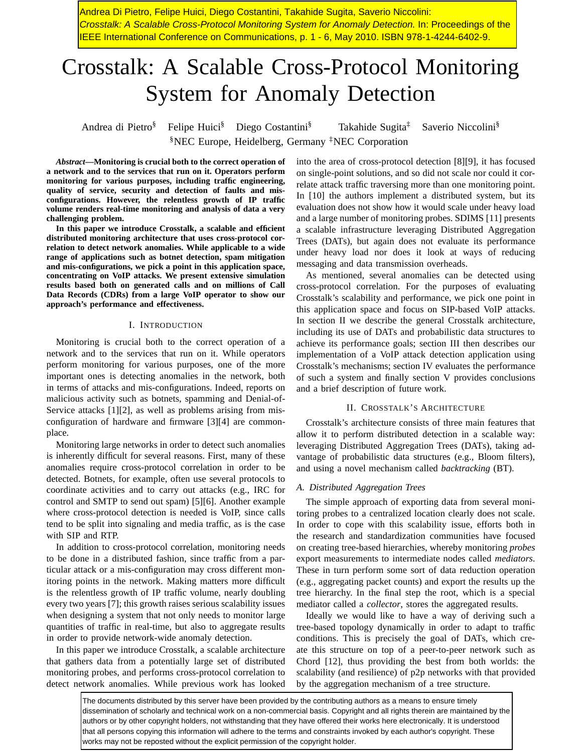Andrea Di Pietro, Felipe Huici, Diego Costantini, Takahide Sugita, Saverio Niccolini: *Crosstalk: A Scalable Cross-Protocol Monitoring System for Anomaly Detection.* In: Proceedings of the IEEE International Conference on Communications, p. 1 - 6, May 2010. ISBN 978-1-4244-6402-9.

# Crosstalk: A Scalable Cross-Protocol Monitoring System for Anomaly Detection

Andrea di Pietro[§] Felipe Huici[§] Diego Costantini[§] Takahide Sugita[‡] Saverio Niccolini[§]

[§]NEC Europe, Heidelberg, Germany [‡]NEC Corporation

***Abstract*—Monitoring is crucial both to the correct operation of a network and to the services that run on it. Operators perform monitoring for various purposes, including traffic engineering, quality of service, security and detection of faults and misconfigurations. However, the relentless growth of IP traffic volume renders real-time monitoring and analysis of data a very challenging problem.**

**In this paper we introduce Crosstalk, a scalable and efficient distributed monitoring architecture that uses cross-protocol correlation to detect network anomalies. While applicable to a wide range of applications such as botnet detection, spam mitigation and mis-configurations, we pick a point in this application space, concentrating on VoIP attacks. We present extensive simulation results based both on generated calls and on millions of Call Data Records (CDRs) from a large VoIP operator to show our approach's performance and effectiveness.**

## I. Introduction

Monitoring is crucial both to the correct operation of a network and to the services that run on it. While operators perform monitoring for various purposes, one of the more important ones is detecting anomalies in the network, both in terms of attacks and mis-configurations. Indeed, reports on malicious activity such as botnets, spamming and Denial-of-Service attacks [1][2], as well as problems arising from mis-configuration of hardware and firmware [3][4] are commonplace.

Monitoring large networks in order to detect such anomalies is inherently difficult for several reasons. First, many of these anomalies require cross-protocol correlation in order to be detected. Botnets, for example, often use several protocols to coordinate activities and to carry out attacks (e.g., IRC for control and SMTP to send out spam) [5][6]. Another example where cross-protocol detection is needed is VoIP, since calls tend to be split into signaling and media traffic, as is the case with SIP and RTP.

In addition to cross-protocol correlation, monitoring needs to be done in a distributed fashion, since traffic from a particular attack or a mis-configuration may cross different monitoring points in the network. Making matters more difficult is the relentless growth of IP traffic volume, nearly doubling every two years [7]; this growth raises serious scalability issues when designing a system that not only needs to monitor large quantities of traffic in real-time, but also to aggregate results in order to provide network-wide anomaly detection.

In this paper we introduce Crosstalk, a scalable architecture that gathers data from a potentially large set of distributed monitoring probes, and performs cross-protocol correlation to detect network anomalies. While previous work has looked into the area of cross-protocol detection [8][9], it has focused on single-point solutions, and so did not scale nor could it correlate attack traffic traversing more than one monitoring point. In [10] the authors implement a distributed system, but its evaluation does not show how it would scale under heavy load and a large number of monitoring probes. SDIMS [11] presents a scalable infrastructure leveraging Distributed Aggregation Trees (DATs), but again does not evaluate its performance under heavy load nor does it look at ways of reducing messaging and data transmission overheads.

As mentioned, several anomalies can be detected using cross-protocol correlation. For the purposes of evaluating Crosstalk's scalability and performance, we pick one point in this application space and focus on SIP-based VoIP attacks. In section II we describe the general Crosstalk architecture, including its use of DATs and probabilistic data structures to achieve its performance goals; section III then describes our implementation of a VoIP attack detection application using Crosstalk's mechanisms; section IV evaluates the performance of such a system and finally section V provides conclusions and a brief description of future work.

## II. Crosstalk's Architecture

Crosstalk's architecture consists of three main features that allow it to perform distributed detection in a scalable way: leveraging Distributed Aggregation Trees (DATs), taking advantage of probabilistic data structures (e.g., Bloom filters), and using a novel mechanism called *backtracking* (BT).

### A. Distributed Aggregation Trees

The simple approach of exporting data from several monitoring probes to a centralized location clearly does not scale. In order to cope with this scalability issue, efforts both in the research and standardization communities have focused on creating tree-based hierarchies, whereby monitoring *probes* export measurements to intermediate nodes called *mediators*. These in turn perform some sort of data reduction operation (e.g., aggregating packet counts) and export the results up the tree hierarchy. In the final step the root, which is a special mediator called a *collector*, stores the aggregated results.

Ideally we would like to have a way of deriving such a tree-based topology dynamically in order to adapt to traffic conditions. This is precisely the goal of DATs, which create this structure on top of a peer-to-peer network such as Chord [12], thus providing the best from both worlds: the scalability (and resilience) of p2p networks with that provided by the aggregation mechanism of a tree structure.

The documents distributed by this server have been provided by the contributing authors as a means to ensure timely dissemination of scholarly and technical work on a non-commercial basis. Copyright and all rights therein are maintained by the authors or by other copyright holders, not withstanding that they have offered their works here electronically. It is understood that all persons copying this information will adhere to the terms and constraints invoked by each author's copyright. These works may not be reposted without the explicit permission of the copyright holder.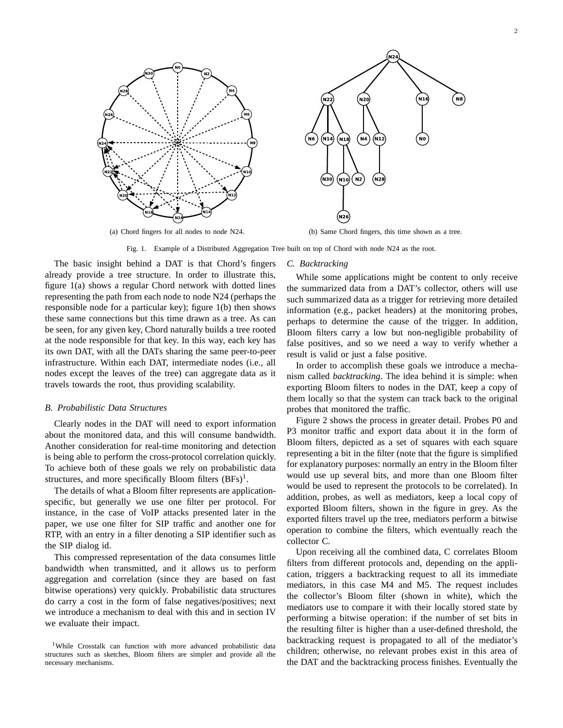(a) Chord fingers for all nodes to node N24.

(b) Same Chord fingers, this time shown as a tree.

Fig. 1. Example of a Distributed Aggregation Tree built on top of Chord with node N24 as the root.

The basic insight behind a DAT is that Chord's fingers already provide a tree structure. In order to illustrate this, figure 1(a) shows a regular Chord network with dotted lines representing the path from each node to node N24 (perhaps the responsible node for a particular key); figure 1(b) then shows these same connections but this time drawn as a tree. As can be seen, for any given key, Chord naturally builds a tree rooted at the node responsible for that key. In this way, each key has its own DAT, with all the DATs sharing the same peer-to-peer infrastructure. Within each DAT, intermediate nodes (i.e., all nodes except the leaves of the tree) can aggregate data as it travels towards the root, thus providing scalability.

### *B. Probabilistic Data Structures*

Clearly nodes in the DAT will need to export information about the monitored data, and this will consume bandwidth. Another consideration for real-time monitoring and detection is being able to perform the cross-protocol correlation quickly. To achieve both of these goals we rely on probabilistic data structures, and more specifically Bloom filters (BFs)[1].

The details of what a Bloom filter represents are application-specific, but generally we use one filter per protocol. For instance, in the case of VoIP attacks presented later in the paper, we use one filter for SIP traffic and another one for RTP, with an entry in a filter denoting a SIP identifier such as the SIP dialog id.

This compressed representation of the data consumes little bandwidth when transmitted, and it allows us to perform aggregation and correlation (since they are based on fast bitwise operations) very quickly. Probabilistic data structures do carry a cost in the form of false negatives/positives; next we introduce a mechanism to deal with this and in section IV we evaluate their impact.

[1]While Crosstalk can function with more advanced probabilistic data structures such as sketches, Bloom filters are simpler and provide all the necessary mechanisms.

### *C. Backtracking*

While some applications might be content to only receive the summarized data from a DAT's collector, others will use such summarized data as a trigger for retrieving more detailed information (e.g., packet headers) at the monitoring probes, perhaps to determine the cause of the trigger. In addition, Bloom filters carry a low but non-negligible probability of false positives, and so we need a way to verify whether a result is valid or just a false positive.

In order to accomplish these goals we introduce a mechanism called *backtracking*. The idea behind it is simple: when exporting Bloom filters to nodes in the DAT, keep a copy of them locally so that the system can track back to the original probes that monitored the traffic.

Figure 2 shows the process in greater detail. Probes P0 and P3 monitor traffic and export data about it in the form of Bloom filters, depicted as a set of squares with each square representing a bit in the filter (note that the figure is simplified for explanatory purposes: normally an entry in the Bloom filter would use up several bits, and more than one Bloom filter would be used to represent the protocols to be correlated). In addition, probes, as well as mediators, keep a local copy of exported Bloom filters, shown in the figure in grey. As the exported filters travel up the tree, mediators perform a bitwise operation to combine the filters, which eventually reach the collector C.

Upon receiving all the combined data, C correlates Bloom filters from different protocols and, depending on the application, triggers a backtracking request to all its immediate mediators, in this case M4 and M5. The request includes the collector's Bloom filter (shown in white), which the mediators use to compare it with their locally stored state by performing a bitwise operation: if the number of set bits in the resulting filter is higher than a user-defined threshold, the backtracking request is propagated to all of the mediator's children; otherwise, no relevant probes exist in this area of the DAT and the backtracking process finishes. Eventually the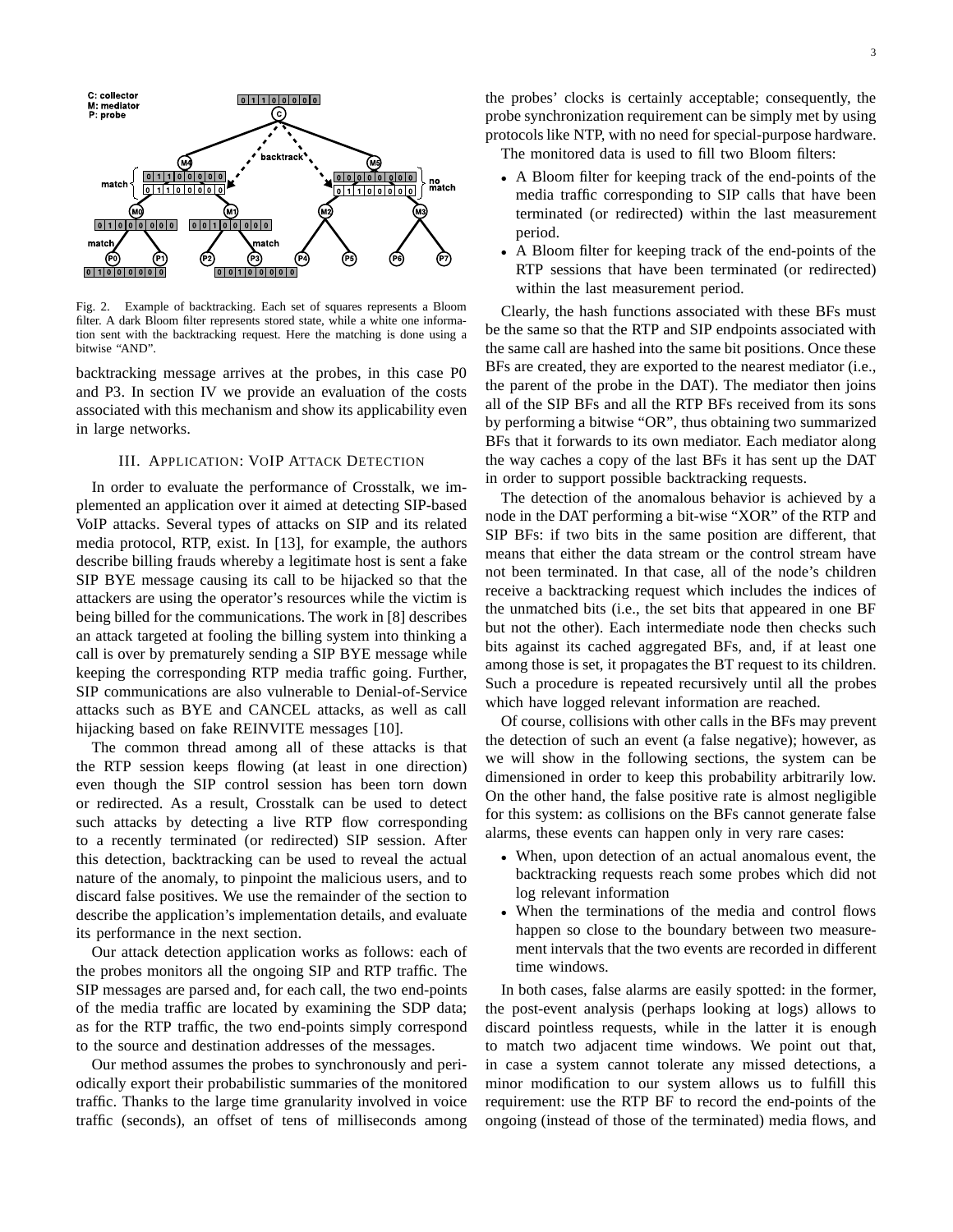Fig. 2. Example of backtracking. Each set of squares represents a Bloom filter. A dark Bloom filter represents stored state, while a white one information sent with the backtracking request. Here the matching is done using a bitwise "AND".

backtracking message arrives at the probes, in this case P0 and P3. In section IV we provide an evaluation of the costs associated with this mechanism and show its applicability even in large networks.

## III. Application: VoIP Attack Detection

In order to evaluate the performance of Crosstalk, we implemented an application over it aimed at detecting SIP-based VoIP attacks. Several types of attacks on SIP and its related media protocol, RTP, exist. In [13], for example, the authors describe billing frauds whereby a legitimate host is sent a fake SIP BYE message causing its call to be hijacked so that the attackers are using the operator's resources while the victim is being billed for the communications. The work in [8] describes an attack targeted at fooling the billing system into thinking a call is over by prematurely sending a SIP BYE message while keeping the corresponding RTP media traffic going. Further, SIP communications are also vulnerable to Denial-of-Service attacks such as BYE and CANCEL attacks, as well as call hijacking based on fake REINVITE messages [10].

The common thread among all of these attacks is that the RTP session keeps flowing (at least in one direction) even though the SIP control session has been torn down or redirected. As a result, Crosstalk can be used to detect such attacks by detecting a live RTP flow corresponding to a recently terminated (or redirected) SIP session. After this detection, backtracking can be used to reveal the actual nature of the anomaly, to pinpoint the malicious users, and to discard false positives. We use the remainder of the section to describe the application's implementation details, and evaluate its performance in the next section.

Our attack detection application works as follows: each of the probes monitors all the ongoing SIP and RTP traffic. The SIP messages are parsed and, for each call, the two end-points of the media traffic are located by examining the SDP data; as for the RTP traffic, the two end-points simply correspond to the source and destination addresses of the messages.

Our method assumes the probes to synchronously and periodically export their probabilistic summaries of the monitored traffic. Thanks to the large time granularity involved in voice traffic (seconds), an offset of tens of milliseconds among the probes' clocks is certainly acceptable; consequently, the probe synchronization requirement can be simply met by using protocols like NTP, with no need for special-purpose hardware.

The monitored data is used to fill two Bloom filters:

- A Bloom filter for keeping track of the end-points of the media traffic corresponding to SIP calls that have been terminated (or redirected) within the last measurement period.
- A Bloom filter for keeping track of the end-points of the RTP sessions that have been terminated (or redirected) within the last measurement period.

Clearly, the hash functions associated with these BFs must be the same so that the RTP and SIP endpoints associated with the same call are hashed into the same bit positions. Once these BFs are created, they are exported to the nearest mediator (i.e., the parent of the probe in the DAT). The mediator then joins all of the SIP BFs and all the RTP BFs received from its sons by performing a bitwise "OR", thus obtaining two summarized BFs that it forwards to its own mediator. Each mediator along the way caches a copy of the last BFs it has sent up the DAT in order to support possible backtracking requests.

The detection of the anomalous behavior is achieved by a node in the DAT performing a bit-wise "XOR" of the RTP and SIP BFs: if two bits in the same position are different, that means that either the data stream or the control stream have not been terminated. In that case, all of the node's children receive a backtracking request which includes the indices of the unmatched bits (i.e., the set bits that appeared in one BF but not the other). Each intermediate node then checks such bits against its cached aggregated BFs, and, if at least one among those is set, it propagates the BT request to its children. Such a procedure is repeated recursively until all the probes which have logged relevant information are reached.

Of course, collisions with other calls in the BFs may prevent the detection of such an event (a false negative); however, as we will show in the following sections, the system can be dimensioned in order to keep this probability arbitrarily low. On the other hand, the false positive rate is almost negligible for this system: as collisions on the BFs cannot generate false alarms, these events can happen only in very rare cases:

- When, upon detection of an actual anomalous event, the backtracking requests reach some probes which did not log relevant information
- When the terminations of the media and control flows happen so close to the boundary between two measurement intervals that the two events are recorded in different time windows.

In both cases, false alarms are easily spotted: in the former, the post-event analysis (perhaps looking at logs) allows to discard pointless requests, while in the latter it is enough to match two adjacent time windows. We point out that, in case a system cannot tolerate any missed detections, a minor modification to our system allows us to fulfill this requirement: use the RTP BF to record the end-points of the ongoing (instead of those of the terminated) media flows, and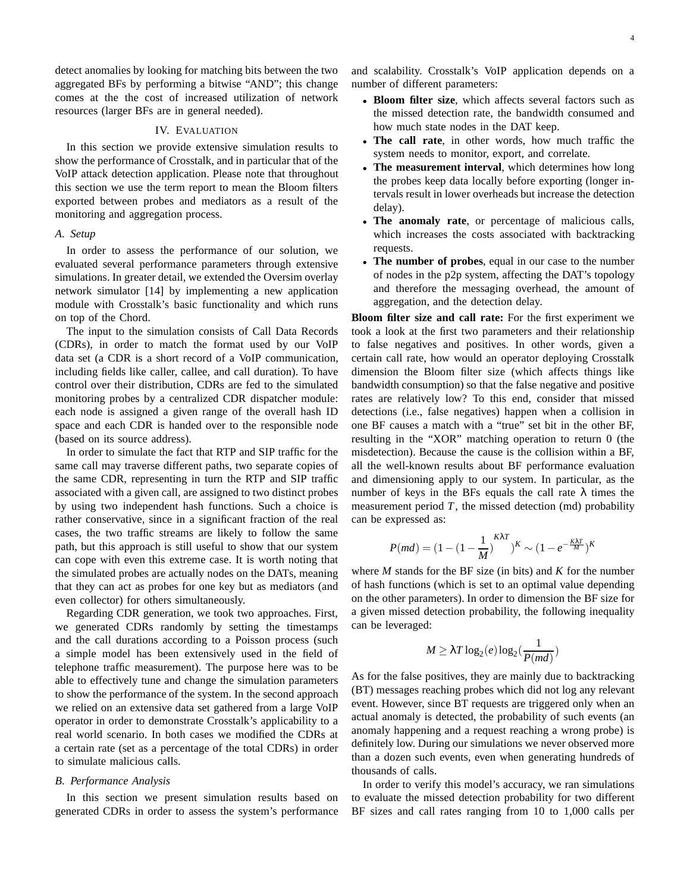detect anomalies by looking for matching bits between the two aggregated BFs by performing a bitwise "AND"; this change comes at the the cost of increased utilization of network resources (larger BFs are in general needed).

## IV. Evaluation

In this section we provide extensive simulation results to show the performance of Crosstalk, and in particular that of the VoIP attack detection application. Please note that throughout this section we use the term report to mean the Bloom filters exported between probes and mediators as a result of the monitoring and aggregation process.

### A. Setup

In order to assess the performance of our solution, we evaluated several performance parameters through extensive simulations. In greater detail, we extended the Oversim overlay network simulator [14] by implementing a new application module with Crosstalk's basic functionality and which runs on top of the Chord.

The input to the simulation consists of Call Data Records (CDRs), in order to match the format used by our VoIP data set (a CDR is a short record of a VoIP communication, including fields like caller, callee, and call duration). To have control over their distribution, CDRs are fed to the simulated monitoring probes by a centralized CDR dispatcher module: each node is assigned a given range of the overall hash ID space and each CDR is handed over to the responsible node (based on its source address).

In order to simulate the fact that RTP and SIP traffic for the same call may traverse different paths, two separate copies of the same CDR, representing in turn the RTP and SIP traffic associated with a given call, are assigned to two distinct probes by using two independent hash functions. Such a choice is rather conservative, since in a significant fraction of the real cases, the two traffic streams are likely to follow the same path, but this approach is still useful to show that our system can cope with even this extreme case. It is worth noting that the simulated probes are actually nodes on the DATs, meaning that they can act as probes for one key but as mediators (and even collector) for others simultaneously.

Regarding CDR generation, we took two approaches. First, we generated CDRs randomly by setting the timestamps and the call durations according to a Poisson process (such a simple model has been extensively used in the field of telephone traffic measurement). The purpose here was to be able to effectively tune and change the simulation parameters to show the performance of the system. In the second approach we relied on an extensive data set gathered from a large VoIP operator in order to demonstrate Crosstalk's applicability to a real world scenario. In both cases we modified the CDRs at a certain rate (set as a percentage of the total CDRs) in order to simulate malicious calls.

### B. Performance Analysis

In this section we present simulation results based on generated CDRs in order to assess the system's performance and scalability. Crosstalk's VoIP application depends on a number of different parameters:

- **Bloom filter size**, which affects several factors such as the missed detection rate, the bandwidth consumed and how much state nodes in the DAT keep.
- **The call rate**, in other words, how much traffic the system needs to monitor, export, and correlate.
- **The measurement interval**, which determines how long the probes keep data locally before exporting (longer intervals result in lower overheads but increase the detection delay).
- **The anomaly rate**, or percentage of malicious calls, which increases the costs associated with backtracking requests.
- **The number of probes**, equal in our case to the number of nodes in the p2p system, affecting the DAT's topology and therefore the messaging overhead, the amount of aggregation, and the detection delay.

**Bloom filter size and call rate:** For the first experiment we took a look at the first two parameters and their relationship to false negatives and positives. In other words, given a certain call rate, how would an operator deploying Crosstalk dimension the Bloom filter size (which affects things like bandwidth consumption) so that the false negative and positive rates are relatively low? To this end, consider that missed detections (i.e., false negatives) happen when a collision in one BF causes a match with a "true" set bit in the other BF, resulting in the "XOR" matching operation to return 0 (the misdetection). Because the cause is the collision within a BF, all the well-known results about BF performance evaluation and dimensioning apply to our system. In particular, as the number of keys in the BFs equals the call rate $\lambda$ times the measurement period $T$, the missed detection (md) probability can be expressed as:

$$P(md) = (1-(1-\frac{1}{M})^{K\lambda T})^{K} \sim (1-e^{-\frac{K\lambda T}{M}})^{K}$$

where $M$ stands for the BF size (in bits) and $K$ for the number of hash functions (which is set to an optimal value depending on the other parameters). In order to dimension the BF size for a given missed detection probability, the following inequality can be leveraged:

$$M \geq \lambda T \log_2(e) \log_2(\frac{1}{P(md)})$$

As for the false positives, they are mainly due to backtracking (BT) messages reaching probes which did not log any relevant event. However, since BT requests are triggered only when an actual anomaly is detected, the probability of such events (an anomaly happening and a request reaching a wrong probe) is definitely low. During our simulations we never observed more than a dozen such events, even when generating hundreds of thousands of calls.

In order to verify this model's accuracy, we ran simulations to evaluate the missed detection probability for two different BF sizes and call rates ranging from 10 to 1,000 calls per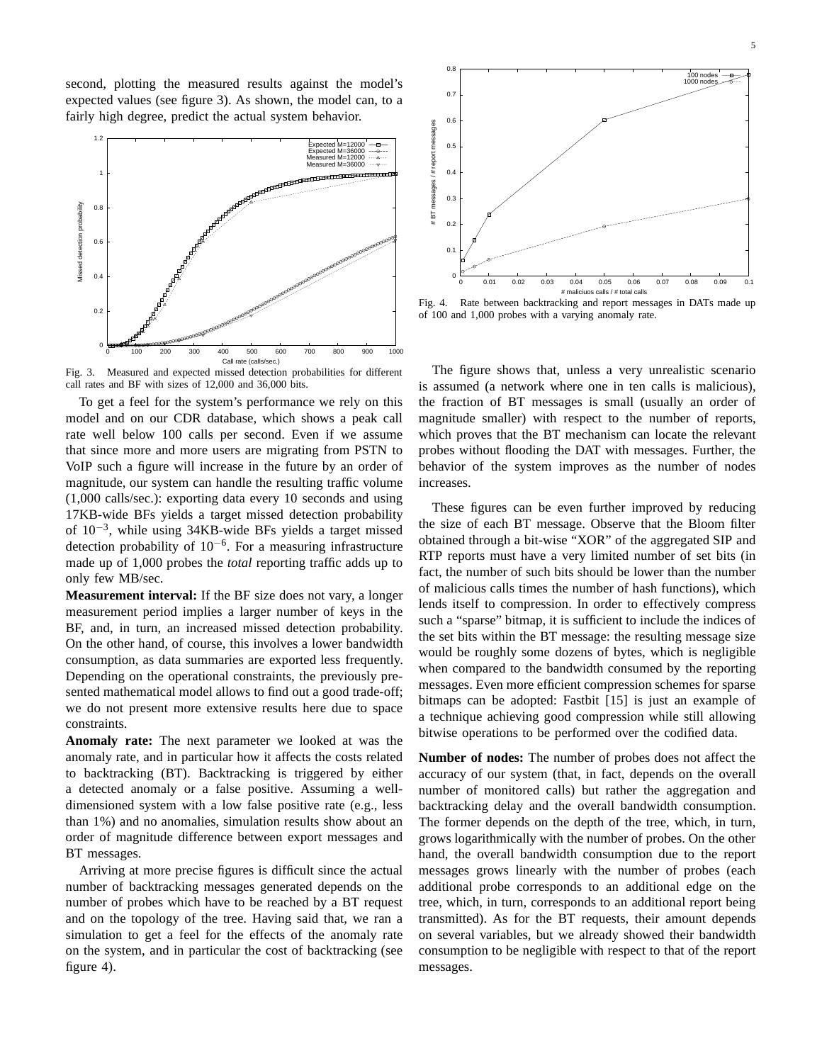second, plotting the measured results against the model's expected values (see figure 3). As shown, the model can, to a fairly high degree, predict the actual system behavior.

Fig. 3. Measured and expected missed detection probabilities for different call rates and BF with sizes of 12,000 and 36,000 bits.

To get a feel for the system's performance we rely on this model and on our CDR database, which shows a peak call rate well below 100 calls per second. Even if we assume that since more and more users are migrating from PSTN to VoIP such a figure will increase in the future by an order of magnitude, our system can handle the resulting traffic volume (1,000 calls/sec.): exporting data every 10 seconds and using 17KB-wide BFs yields a target missed detection probability of $10^{-3}$, while using 34KB-wide BFs yields a target missed detection probability of $10^{-6}$. For a measuring infrastructure made up of 1,000 probes the *total* reporting traffic adds up to only few MB/sec.

**Measurement interval:** If the BF size does not vary, a longer measurement period implies a larger number of keys in the BF, and, in turn, an increased missed detection probability. On the other hand, of course, this involves a lower bandwidth consumption, as data summaries are exported less frequently. Depending on the operational constraints, the previously presented mathematical model allows to find out a good trade-off; we do not present more extensive results here due to space constraints.

**Anomaly rate:** The next parameter we looked at was the anomaly rate, and in particular how it affects the costs related to backtracking (BT). Backtracking is triggered by either a detected anomaly or a false positive. Assuming a well-dimensioned system with a low false positive rate (e.g., less than 1%) and no anomalies, simulation results show about an order of magnitude difference between export messages and BT messages.

Arriving at more precise figures is difficult since the actual number of backtracking messages generated depends on the number of probes which have to be reached by a BT request and on the topology of the tree. Having said that, we ran a simulation to get a feel for the effects of the anomaly rate on the system, and in particular the cost of backtracking (see figure 4).

Fig. 4. Rate between backtracking and report messages in DATs made up of 100 and 1,000 probes with a varying anomaly rate.

The figure shows that, unless a very unrealistic scenario is assumed (a network where one in ten calls is malicious), the fraction of BT messages is small (usually an order of magnitude smaller) with respect to the number of reports, which proves that the BT mechanism can locate the relevant probes without flooding the DAT with messages. Further, the behavior of the system improves as the number of nodes increases.

These figures can be even further improved by reducing the size of each BT message. Observe that the Bloom filter obtained through a bit-wise "XOR" of the aggregated SIP and RTP reports must have a very limited number of set bits (in fact, the number of such bits should be lower than the number of malicious calls times the number of hash functions), which lends itself to compression. In order to effectively compress such a "sparse" bitmap, it is sufficient to include the indices of the set bits within the BT message: the resulting message size would be roughly some dozens of bytes, which is negligible when compared to the bandwidth consumed by the reporting messages. Even more efficient compression schemes for sparse bitmaps can be adopted: Fastbit [15] is just an example of a technique achieving good compression while still allowing bitwise operations to be performed over the codified data.

**Number of nodes:** The number of probes does not affect the accuracy of our system (that, in fact, depends on the overall number of monitored calls) but rather the aggregation and backtracking delay and the overall bandwidth consumption. The former depends on the depth of the tree, which, in turn, grows logarithmically with the number of probes. On the other hand, the overall bandwidth consumption due to the report messages grows linearly with the number of probes (each additional probe corresponds to an additional edge on the tree, which, in turn, corresponds to an additional report being transmitted). As for the BT requests, their amount depends on several variables, but we already showed their bandwidth consumption to be negligible with respect to that of the report messages.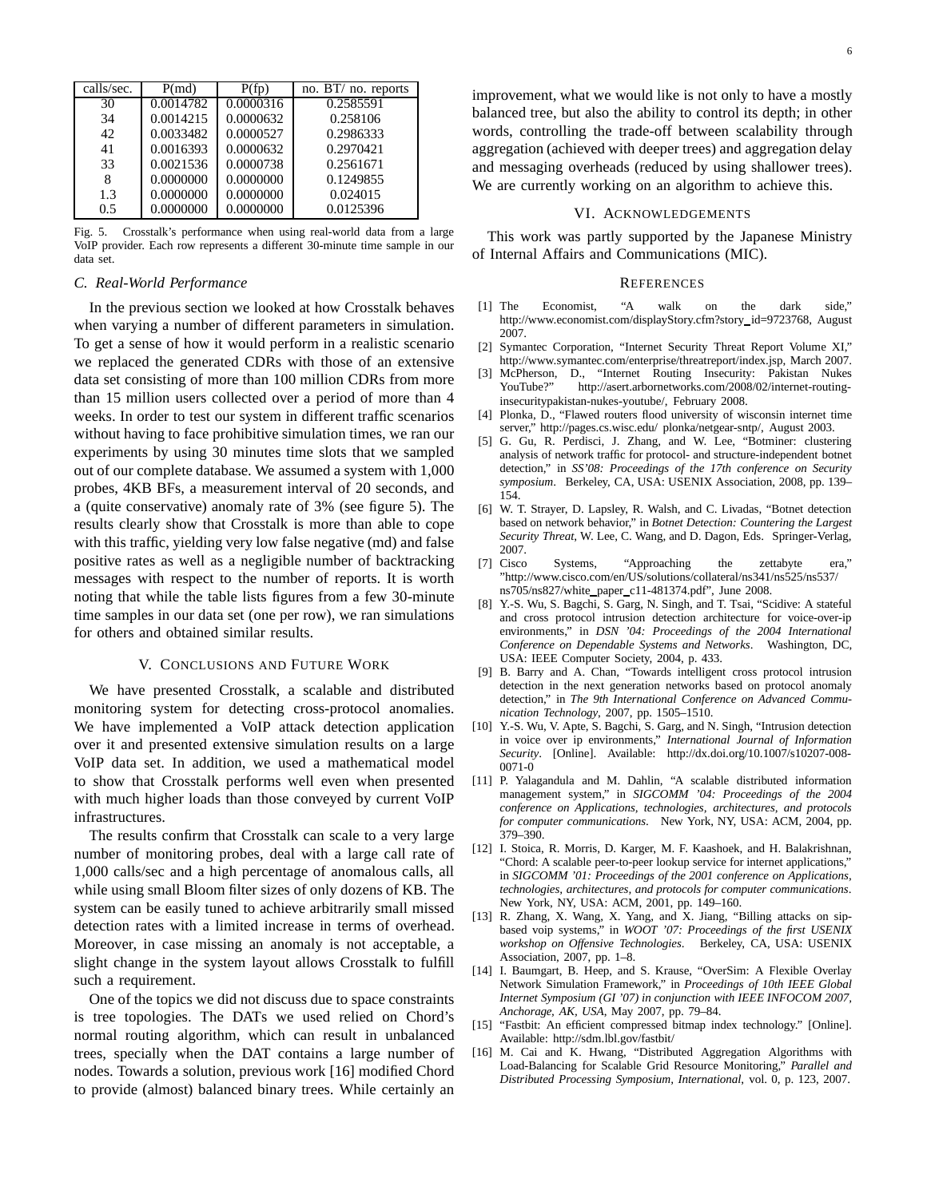| calls/sec. | P(md) | P(fp) | no. BT/ no. reports |
|---|---|---|---|
| 30 | 0.0014782 | 0.0000316 | 0.2585591 |
| 34 | 0.0014215 | 0.0000632 | 0.258106 |
| 42 | 0.0033482 | 0.0000527 | 0.2986333 |
| 41 | 0.0016393 | 0.0000632 | 0.2970421 |
| 33 | 0.0021536 | 0.0000738 | 0.2561671 |
| 8 | 0.0000000 | 0.0000000 | 0.1249855 |
| 1.3 | 0.0000000 | 0.0000000 | 0.024015 |
| 0.5 | 0.0000000 | 0.0000000 | 0.0125396 |

Fig. 5. Crosstalk's performance when using real-world data from a large VoIP provider. Each row represents a different 30-minute time sample in our data set.

### C. Real-World Performance

In the previous section we looked at how Crosstalk behaves when varying a number of different parameters in simulation. To get a sense of how it would perform in a realistic scenario we replaced the generated CDRs with those of an extensive data set consisting of more than 100 million CDRs from more than 15 million users collected over a period of more than 4 weeks. In order to test our system in different traffic scenarios without having to face prohibitive simulation times, we ran our experiments by using 30 minutes time slots that we sampled out of our complete database. We assumed a system with 1,000 probes, 4KB BFs, a measurement interval of 20 seconds, and a (quite conservative) anomaly rate of 3% (see figure 5). The results clearly show that Crosstalk is more than able to cope with this traffic, yielding very low false negative (md) and false positive rates as well as a negligible number of backtracking messages with respect to the number of reports. It is worth noting that while the table lists figures from a few 30-minute time samples in our data set (one per row), we ran simulations for others and obtained similar results.

## V. Conclusions and Future Work

We have presented Crosstalk, a scalable and distributed monitoring system for detecting cross-protocol anomalies. We have implemented a VoIP attack detection application over it and presented extensive simulation results on a large VoIP data set. In addition, we used a mathematical model to show that Crosstalk performs well even when presented with much higher loads than those conveyed by current VoIP infrastructures.

The results confirm that Crosstalk can scale to a very large number of monitoring probes, deal with a large call rate of 1,000 calls/sec and a high percentage of anomalous calls, all while using small Bloom filter sizes of only dozens of KB. The system can be easily tuned to achieve arbitrarily small missed detection rates with a limited increase in terms of overhead. Moreover, in case missing an anomaly is not acceptable, a slight change in the system layout allows Crosstalk to fulfill such a requirement.

One of the topics we did not discuss due to space constraints is tree topologies. The DATs we used relied on Chord's normal routing algorithm, which can result in unbalanced trees, specially when the DAT contains a large number of nodes. Towards a solution, previous work [16] modified Chord to provide (almost) balanced binary trees. While certainly an improvement, what we would like is not only to have a mostly balanced tree, but also the ability to control its depth; in other words, controlling the trade-off between scalability through aggregation (achieved with deeper trees) and aggregation delay and messaging overheads (reduced by using shallower trees). We are currently working on an algorithm to achieve this.

## VI. Acknowledgements

This work was partly supported by the Japanese Ministry of Internal Affairs and Communications (MIC).

## References

[1] The Economist, "A walk on the dark side," http://www.economist.com/displayStory.cfm?story_id=9723768, August 2007.

[2] Symantec Corporation, "Internet Security Threat Report Volume XI," http://www.symantec.com/enterprise/threatreport/index.jsp, March 2007.

[3] McPherson, D., "Internet Routing Insecurity: Pakistan Nukes YouTube?" http://asert.arbornetworks.com/2008/02/internet-routing-insecuritypakistan-nukes-youtube/, February 2008.

[4] Plonka, D., "Flawed routers flood university of wisconsin internet time server," http://pages.cs.wisc.edu/ plonka/netgear-sntp/, August 2003.

[5] G. Gu, R. Perdisci, J. Zhang, and W. Lee, "Botminer: clustering analysis of network traffic for protocol- and structure-independent botnet detection," in *SS'08: Proceedings of the 17th conference on Security symposium*. Berkeley, CA, USA: USENIX Association, 2008, pp. 139–154.

[6] W. T. Strayer, D. Lapsley, R. Walsh, and C. Livadas, "Botnet detection based on network behavior," in *Botnet Detection: Countering the Largest Security Threat*, W. Lee, C. Wang, and D. Dagon, Eds. Springer-Verlag, 2007.

[7] Cisco Systems, "Approaching the zettabyte era," "http://www.cisco.com/en/US/solutions/collateral/ns341/ns525/ns537/ns705/ns827/white_paper_c11-481374.pdf", June 2008.

[8] Y.-S. Wu, S. Bagchi, S. Garg, N. Singh, and T. Tsai, "Scidive: A stateful and cross protocol intrusion detection architecture for voice-over-ip environments," in *DSN '04: Proceedings of the 2004 International Conference on Dependable Systems and Networks*. Washington, DC, USA: IEEE Computer Society, 2004, p. 433.

[9] B. Barry and A. Chan, "Towards intelligent cross protocol intrusion detection in the next generation networks based on protocol anomaly detection," in *The 9th International Conference on Advanced Communication Technology*, 2007, pp. 1505–1510.

[10] Y.-S. Wu, V. Apte, S. Bagchi, S. Garg, and N. Singh, "Intrusion detection in voice over ip environments," *International Journal of Information Security*. [Online]. Available: http://dx.doi.org/10.1007/s10207-008-0071-0

[11] P. Yalagandula and M. Dahlin, "A scalable distributed information management system," in *SIGCOMM '04: Proceedings of the 2004 conference on Applications, technologies, architectures, and protocols for computer communications*. New York, NY, USA: ACM, 2004, pp. 379–390.

[12] I. Stoica, R. Morris, D. Karger, M. F. Kaashoek, and H. Balakrishnan, "Chord: A scalable peer-to-peer lookup service for internet applications," in *SIGCOMM '01: Proceedings of the 2001 conference on Applications, technologies, architectures, and protocols for computer communications*. New York, NY, USA: ACM, 2001, pp. 149–160.

[13] R. Zhang, X. Wang, X. Yang, and X. Jiang, "Billing attacks on sip-based voip systems," in *WOOT '07: Proceedings of the first USENIX workshop on Offensive Technologies*. Berkeley, CA, USA: USENIX Association, 2007, pp. 1–8.

[14] I. Baumgart, B. Heep, and S. Krause, "OverSim: A Flexible Overlay Network Simulation Framework," in *Proceedings of 10th IEEE Global Internet Symposium (GI '07) in conjunction with IEEE INFOCOM 2007, Anchorage, AK, USA*, May 2007, pp. 79–84.

[15] "Fastbit: An efficient compressed bitmap index technology." [Online]. Available: http://sdm.lbl.gov/fastbit/

[16] M. Cai and K. Hwang, "Distributed Aggregation Algorithms with Load-Balancing for Scalable Grid Resource Monitoring," *Parallel and Distributed Processing Symposium, International*, vol. 0, p. 123, 2007.